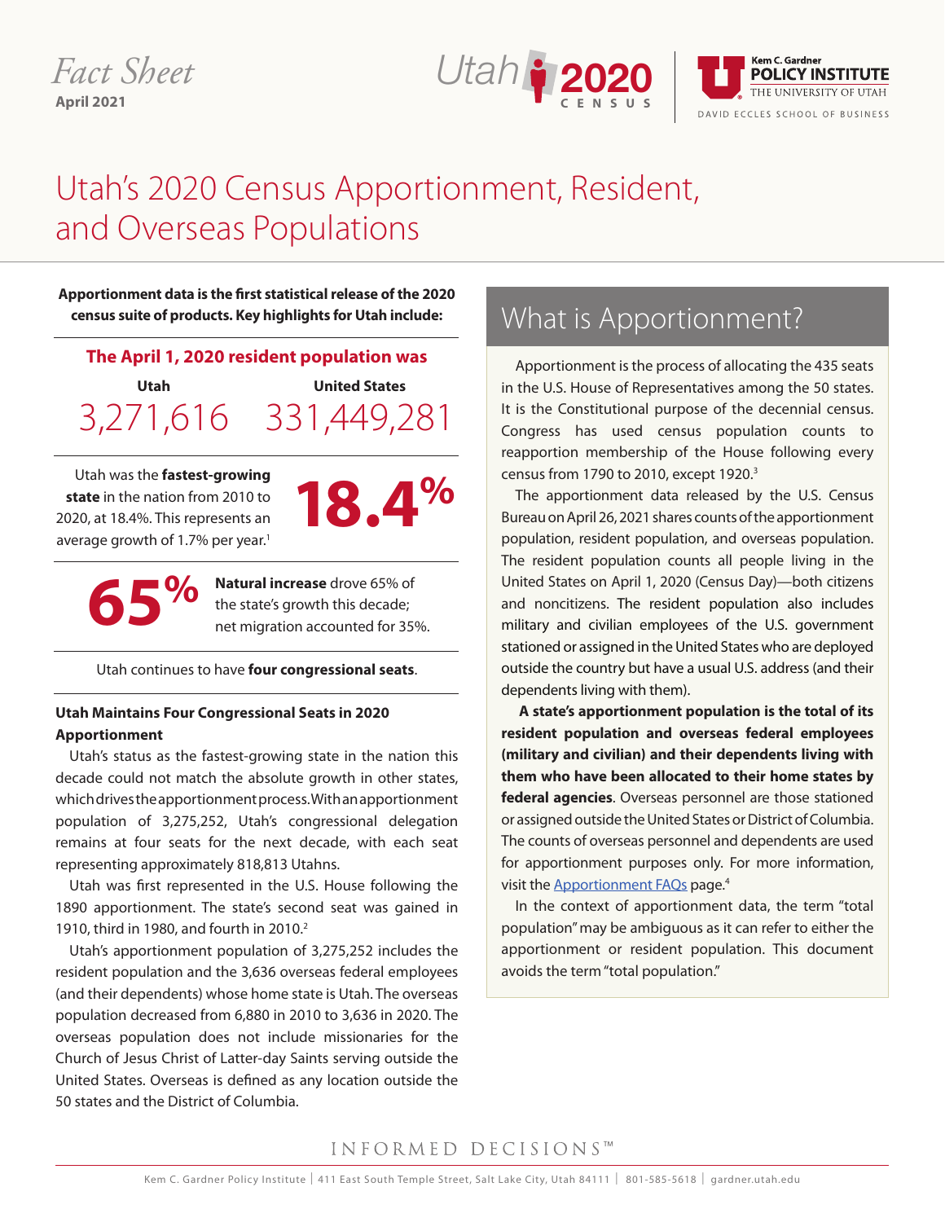Fact Sheet
April 2021

Utah 2020 CENSUS | Kem C. Gardner POLICY INSTITUTE, THE UNIVERSITY OF UTAH, DAVID ECCLES SCHOOL OF BUSINESS

# Utah's 2020 Census Apportionment, Resident, and Overseas Populations

**Apportionment data is the first statistical release of the 2020 census suite of products. Key highlights for Utah include:**

**The April 1, 2020 resident population was**

| Utah | United States |
| --- | --- |
| 3,271,616 | 331,449,281 |

Utah was the **fastest-growing state** in the nation from 2010 to 2020, at 18.4%. This represents an average growth of 1.7% per year.[1]

**18.4%**

**65%**

**Natural increase** drove 65% of the state's growth this decade; net migration accounted for 35%.

Utah continues to have **four congressional seats**.

### Utah Maintains Four Congressional Seats in 2020 Apportionment

Utah's status as the fastest-growing state in the nation this decade could not match the absolute growth in other states, which drives the apportionment process. With an apportionment population of 3,275,252, Utah's congressional delegation remains at four seats for the next decade, with each seat representing approximately 818,813 Utahns.

Utah was first represented in the U.S. House following the 1890 apportionment. The state's second seat was gained in 1910, third in 1980, and fourth in 2010.[2]

Utah's apportionment population of 3,275,252 includes the resident population and the 3,636 overseas federal employees (and their dependents) whose home state is Utah. The overseas population decreased from 6,880 in 2010 to 3,636 in 2020. The overseas population does not include missionaries for the Church of Jesus Christ of Latter-day Saints serving outside the United States. Overseas is defined as any location outside the 50 states and the District of Columbia.

## What is Apportionment?

Apportionment is the process of allocating the 435 seats in the U.S. House of Representatives among the 50 states. It is the Constitutional purpose of the decennial census. Congress has used census population counts to reapportion membership of the House following every census from 1790 to 2010, except 1920.[3]

The apportionment data released by the U.S. Census Bureau on April 26, 2021 shares counts of the apportionment population, resident population, and overseas population. The resident population counts all people living in the United States on April 1, 2020 (Census Day)—both citizens and noncitizens. The resident population also includes military and civilian employees of the U.S. government stationed or assigned in the United States who are deployed outside the country but have a usual U.S. address (and their dependents living with them).

**A state's apportionment population is the total of its resident population and overseas federal employees (military and civilian) and their dependents living with them who have been allocated to their home states by federal agencies**. Overseas personnel are those stationed or assigned outside the United States or District of Columbia. The counts of overseas personnel and dependents are used for apportionment purposes only. For more information, visit the Apportionment FAQs page.[4]

In the context of apportionment data, the term "total population" may be ambiguous as it can refer to either the apportionment or resident population. This document avoids the term "total population."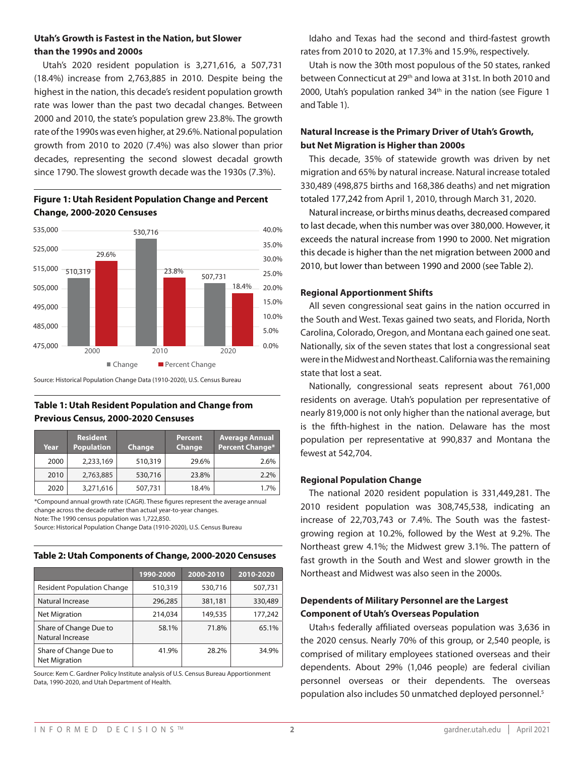## Utah's Growth is Fastest in the Nation, but Slower than the 1990s and 2000s

Utah's 2020 resident population is 3,271,616, a 507,731 (18.4%) increase from 2,763,885 in 2010. Despite being the highest in the nation, this decade's resident population growth rate was lower than the past two decadal changes. Between 2000 and 2010, the state's population grew 23.8%. The growth rate of the 1990s was even higher, at 29.6%. National population growth from 2010 to 2020 (7.4%) was also slower than prior decades, representing the second slowest decadal growth since 1790. The slowest growth decade was the 1930s (7.3%).

**Figure 1: Utah Resident Population Change and Percent Change, 2000-2020 Censuses**

| Year | Change | Percent Change |
|---|---|---|
| 2000 | 510,319 | 29.6% |
| 2010 | 530,716 | 23.8% |
| 2020 | 507,731 | 18.4% |

Source: Historical Population Change Data (1910-2020), U.S. Census Bureau

**Table 1: Utah Resident Population and Change from Previous Census, 2000-2020 Censuses**

| Year | Resident Population | Change | Percent Change | Average Annual Percent Change* |
|---|---|---|---|---|
| 2000 | 2,233,169 | 510,319 | 29.6% | 2.6% |
| 2010 | 2,763,885 | 530,716 | 23.8% | 2.2% |
| 2020 | 3,271,616 | 507,731 | 18.4% | 1.7% |

*Compound annual growth rate (CAGR). These figures represent the average annual change across the decade rather than actual year-to-year changes.
Note: The 1990 census population was 1,722,850.
Source: Historical Population Change Data (1910-2020), U.S. Census Bureau

**Table 2: Utah Components of Change, 2000-2020 Censuses**

| | 1990-2000 | 2000-2010 | 2010-2020 |
|---|---|---|---|
| Resident Population Change | 510,319 | 530,716 | 507,731 |
| Natural Increase | 296,285 | 381,181 | 330,489 |
| Net Migration | 214,034 | 149,535 | 177,242 |
| Share of Change Due to Natural Increase | 58.1% | 71.8% | 65.1% |
| Share of Change Due to Net Migration | 41.9% | 28.2% | 34.9% |

Source: Kem C. Gardner Policy Institute analysis of U.S. Census Bureau Apportionment Data, 1990-2020, and Utah Department of Health.

Idaho and Texas had the second and third-fastest growth rates from 2010 to 2020, at 17.3% and 15.9%, respectively.

Utah is now the 30th most populous of the 50 states, ranked between Connecticut at 29th and Iowa at 31st. In both 2010 and 2000, Utah's population ranked 34th in the nation (see Figure 1 and Table 1).

## Natural Increase is the Primary Driver of Utah's Growth, but Net Migration is Higher than 2000s

This decade, 35% of statewide growth was driven by net migration and 65% by natural increase. Natural increase totaled 330,489 (498,875 births and 168,386 deaths) and net migration totaled 177,242 from April 1, 2010, through March 31, 2020.

Natural increase, or births minus deaths, decreased compared to last decade, when this number was over 380,000. However, it exceeds the natural increase from 1990 to 2000. Net migration this decade is higher than the net migration between 2000 and 2010, but lower than between 1990 and 2000 (see Table 2).

### Regional Apportionment Shifts

All seven congressional seat gains in the nation occurred in the South and West. Texas gained two seats, and Florida, North Carolina, Colorado, Oregon, and Montana each gained one seat. Nationally, six of the seven states that lost a congressional seat were in the Midwest and Northeast. California was the remaining state that lost a seat.

Nationally, congressional seats represent about 761,000 residents on average. Utah's population per representative of nearly 819,000 is not only higher than the national average, but is the fifth-highest in the nation. Delaware has the most population per representative at 990,837 and Montana the fewest at 542,704.

### Regional Population Change

The national 2020 resident population is 331,449,281. The 2010 resident population was 308,745,538, indicating an increase of 22,703,743 or 7.4%. The South was the fastest-growing region at 10.2%, followed by the West at 9.2%. The Northeast grew 4.1%; the Midwest grew 3.1%. The pattern of fast growth in the South and West and slower growth in the Northeast and Midwest was also seen in the 2000s.

## Dependents of Military Personnel are the Largest Component of Utah's Overseas Population

Utah›s federally affiliated overseas population was 3,636 in the 2020 census. Nearly 70% of this group, or 2,540 people, is comprised of military employees stationed overseas and their dependents. About 29% (1,046 people) are federal civilian personnel overseas or their dependents. The overseas population also includes 50 unmatched deployed personnel.[5]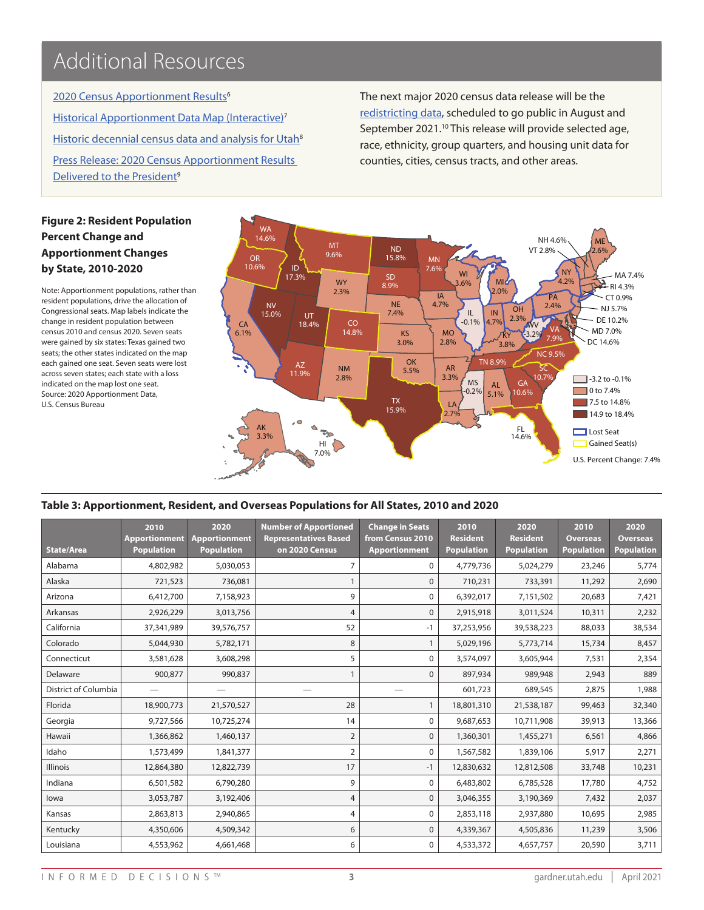# Additional Resources

2020 Census Apportionment Results[6]

Historical Apportionment Data Map (Interactive)[7]

Historic decennial census data and analysis for Utah[8]

Press Release: 2020 Census Apportionment Results Delivered to the President[9]

The next major 2020 census data release will be the redistricting data, scheduled to go public in August and September 2021.[10] This release will provide selected age, race, ethnicity, group quarters, and housing unit data for counties, cities, census tracts, and other areas.

**Figure 2: Resident Population Percent Change and Apportionment Changes by State, 2010-2020**

Note: Apportionment populations, rather than resident populations, drive the allocation of Congressional seats. Map labels indicate the change in resident population between census 2010 and census 2020. Seven seats were gained by six states: Texas gained two seats; the other states indicated on the map each gained one seat. Seven seats were lost across seven states; each state with a loss indicated on the map lost one seat.
Source: 2020 Apportionment Data, U.S. Census Bureau

**Table 3: Apportionment, Resident, and Overseas Populations for All States, 2010 and 2020**

| State/Area | 2010 Apportionment Population | 2020 Apportionment Population | Number of Apportioned Representatives Based on 2020 Census | Change in Seats from Census 2010 Apportionment | 2010 Resident Population | 2020 Resident Population | 2010 Overseas Population | 2020 Overseas Population |
|---|---|---|---|---|---|---|---|---|
| Alabama | 4,802,982 | 5,030,053 | 7 | 0 | 4,779,736 | 5,024,279 | 23,246 | 5,774 |
| Alaska | 721,523 | 736,081 | 1 | 0 | 710,231 | 733,391 | 11,292 | 2,690 |
| Arizona | 6,412,700 | 7,158,923 | 9 | 0 | 6,392,017 | 7,151,502 | 20,683 | 7,421 |
| Arkansas | 2,926,229 | 3,013,756 | 4 | 0 | 2,915,918 | 3,011,524 | 10,311 | 2,232 |
| California | 37,341,989 | 39,576,757 | 52 | -1 | 37,253,956 | 39,538,223 | 88,033 | 38,534 |
| Colorado | 5,044,930 | 5,782,171 | 8 | 1 | 5,029,196 | 5,773,714 | 15,734 | 8,457 |
| Connecticut | 3,581,628 | 3,608,298 | 5 | 0 | 3,574,097 | 3,605,944 | 7,531 | 2,354 |
| Delaware | 900,877 | 990,837 | 1 | 0 | 897,934 | 989,948 | 2,943 | 889 |
| District of Columbia | — | — | — | — | 601,723 | 689,545 | 2,875 | 1,988 |
| Florida | 18,900,773 | 21,570,527 | 28 | 1 | 18,801,310 | 21,538,187 | 99,463 | 32,340 |
| Georgia | 9,727,566 | 10,725,274 | 14 | 0 | 9,687,653 | 10,711,908 | 39,913 | 13,366 |
| Hawaii | 1,366,862 | 1,460,137 | 2 | 0 | 1,360,301 | 1,455,271 | 6,561 | 4,866 |
| Idaho | 1,573,499 | 1,841,377 | 2 | 0 | 1,567,582 | 1,839,106 | 5,917 | 2,271 |
| Illinois | 12,864,380 | 12,822,739 | 17 | -1 | 12,830,632 | 12,812,508 | 33,748 | 10,231 |
| Indiana | 6,501,582 | 6,790,280 | 9 | 0 | 6,483,802 | 6,785,528 | 17,780 | 4,752 |
| Iowa | 3,053,787 | 3,192,406 | 4 | 0 | 3,046,355 | 3,190,369 | 7,432 | 2,037 |
| Kansas | 2,863,813 | 2,940,865 | 4 | 0 | 2,853,118 | 2,937,880 | 10,695 | 2,985 |
| Kentucky | 4,350,606 | 4,509,342 | 6 | 0 | 4,339,367 | 4,505,836 | 11,239 | 3,506 |
| Louisiana | 4,553,962 | 4,661,468 | 6 | 0 | 4,533,372 | 4,657,757 | 20,590 | 3,711 |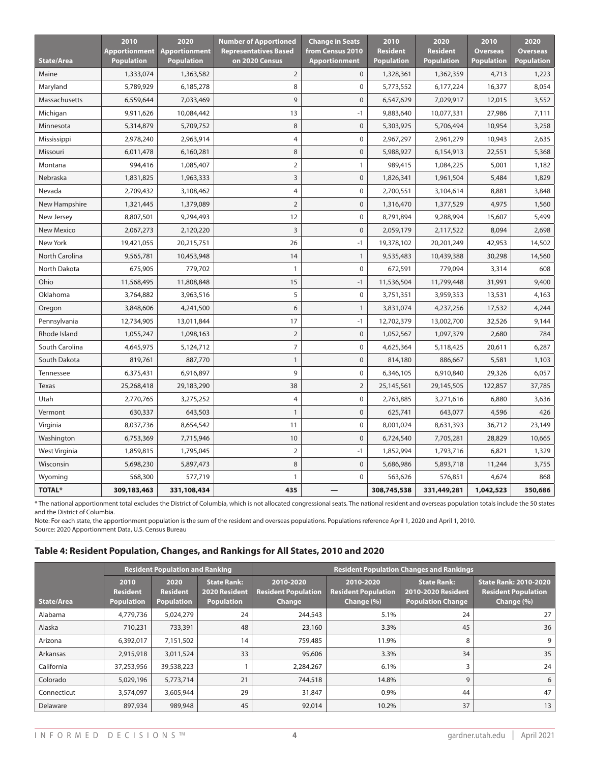| State/Area | 2010 Apportionment Population | 2020 Apportionment Population | Number of Apportioned Representatives Based on 2020 Census | Change in Seats from Census 2010 Apportionment | 2010 Resident Population | 2020 Resident Population | 2010 Overseas Population | 2020 Overseas Population |
|---|---|---|---|---|---|---|---|---|
| Maine | 1,333,074 | 1,363,582 | 2 | 0 | 1,328,361 | 1,362,359 | 4,713 | 1,223 |
| Maryland | 5,789,929 | 6,185,278 | 8 | 0 | 5,773,552 | 6,177,224 | 16,377 | 8,054 |
| Massachusetts | 6,559,644 | 7,033,469 | 9 | 0 | 6,547,629 | 7,029,917 | 12,015 | 3,552 |
| Michigan | 9,911,626 | 10,084,442 | 13 | -1 | 9,883,640 | 10,077,331 | 27,986 | 7,111 |
| Minnesota | 5,314,879 | 5,709,752 | 8 | 0 | 5,303,925 | 5,706,494 | 10,954 | 3,258 |
| Mississippi | 2,978,240 | 2,963,914 | 4 | 0 | 2,967,297 | 2,961,279 | 10,943 | 2,635 |
| Missouri | 6,011,478 | 6,160,281 | 8 | 0 | 5,988,927 | 6,154,913 | 22,551 | 5,368 |
| Montana | 994,416 | 1,085,407 | 2 | 1 | 989,415 | 1,084,225 | 5,001 | 1,182 |
| Nebraska | 1,831,825 | 1,963,333 | 3 | 0 | 1,826,341 | 1,961,504 | 5,484 | 1,829 |
| Nevada | 2,709,432 | 3,108,462 | 4 | 0 | 2,700,551 | 3,104,614 | 8,881 | 3,848 |
| New Hampshire | 1,321,445 | 1,379,089 | 2 | 0 | 1,316,470 | 1,377,529 | 4,975 | 1,560 |
| New Jersey | 8,807,501 | 9,294,493 | 12 | 0 | 8,791,894 | 9,288,994 | 15,607 | 5,499 |
| New Mexico | 2,067,273 | 2,120,220 | 3 | 0 | 2,059,179 | 2,117,522 | 8,094 | 2,698 |
| New York | 19,421,055 | 20,215,751 | 26 | -1 | 19,378,102 | 20,201,249 | 42,953 | 14,502 |
| North Carolina | 9,565,781 | 10,453,948 | 14 | 1 | 9,535,483 | 10,439,388 | 30,298 | 14,560 |
| North Dakota | 675,905 | 779,702 | 1 | 0 | 672,591 | 779,094 | 3,314 | 608 |
| Ohio | 11,568,495 | 11,808,848 | 15 | -1 | 11,536,504 | 11,799,448 | 31,991 | 9,400 |
| Oklahoma | 3,764,882 | 3,963,516 | 5 | 0 | 3,751,351 | 3,959,353 | 13,531 | 4,163 |
| Oregon | 3,848,606 | 4,241,500 | 6 | 1 | 3,831,074 | 4,237,256 | 17,532 | 4,244 |
| Pennsylvania | 12,734,905 | 13,011,844 | 17 | -1 | 12,702,379 | 13,002,700 | 32,526 | 9,144 |
| Rhode Island | 1,055,247 | 1,098,163 | 2 | 0 | 1,052,567 | 1,097,379 | 2,680 | 784 |
| South Carolina | 4,645,975 | 5,124,712 | 7 | 0 | 4,625,364 | 5,118,425 | 20,611 | 6,287 |
| South Dakota | 819,761 | 887,770 | 1 | 0 | 814,180 | 886,667 | 5,581 | 1,103 |
| Tennessee | 6,375,431 | 6,916,897 | 9 | 0 | 6,346,105 | 6,910,840 | 29,326 | 6,057 |
| Texas | 25,268,418 | 29,183,290 | 38 | 2 | 25,145,561 | 29,145,505 | 122,857 | 37,785 |
| Utah | 2,770,765 | 3,275,252 | 4 | 0 | 2,763,885 | 3,271,616 | 6,880 | 3,636 |
| Vermont | 630,337 | 643,503 | 1 | 0 | 625,741 | 643,077 | 4,596 | 426 |
| Virginia | 8,037,736 | 8,654,542 | 11 | 0 | 8,001,024 | 8,631,393 | 36,712 | 23,149 |
| Washington | 6,753,369 | 7,715,946 | 10 | 0 | 6,724,540 | 7,705,281 | 28,829 | 10,665 |
| West Virginia | 1,859,815 | 1,795,045 | 2 | -1 | 1,852,994 | 1,793,716 | 6,821 | 1,329 |
| Wisconsin | 5,698,230 | 5,897,473 | 8 | 0 | 5,686,986 | 5,893,718 | 11,244 | 3,755 |
| Wyoming | 568,300 | 577,719 | 1 | 0 | 563,626 | 576,851 | 4,674 | 868 |
| **TOTAL*** | **309,183,463** | **331,108,434** | **435** | **—** | **308,745,538** | **331,449,281** | **1,042,523** | **350,686** |

* The national apportionment total excludes the District of Columbia, which is not allocated congressional seats. The national resident and overseas population totals include the 50 states and the District of Columbia.

Note: For each state, the apportionment population is the sum of the resident and overseas populations. Populations reference April 1, 2020 and April 1, 2010.

Source: 2020 Apportionment Data, U.S. Census Bureau

## Table 4: Resident Population, Changes, and Rankings for All States, 2010 and 2020

| | Resident Population and Ranking | | | Resident Population Changes and Rankings | | | |
|---|---|---|---|---|---|---|---|
| State/Area | 2010 Resident Population | 2020 Resident Population | State Rank: 2020 Resident Population | 2010-2020 Resident Population Change | 2010-2020 Resident Population Change (%) | State Rank: 2010-2020 Resident Population Change | State Rank: 2010-2020 Resident Population Change (%) |
| Alabama | 4,779,736 | 5,024,279 | 24 | 244,543 | 5.1% | 24 | 27 |
| Alaska | 710,231 | 733,391 | 48 | 23,160 | 3.3% | 45 | 36 |
| Arizona | 6,392,017 | 7,151,502 | 14 | 759,485 | 11.9% | 8 | 9 |
| Arkansas | 2,915,918 | 3,011,524 | 33 | 95,606 | 3.3% | 34 | 35 |
| California | 37,253,956 | 39,538,223 | 1 | 2,284,267 | 6.1% | 3 | 24 |
| Colorado | 5,029,196 | 5,773,714 | 21 | 744,518 | 14.8% | 9 | 6 |
| Connecticut | 3,574,097 | 3,605,944 | 29 | 31,847 | 0.9% | 44 | 47 |
| Delaware | 897,934 | 989,948 | 45 | 92,014 | 10.2% | 37 | 13 |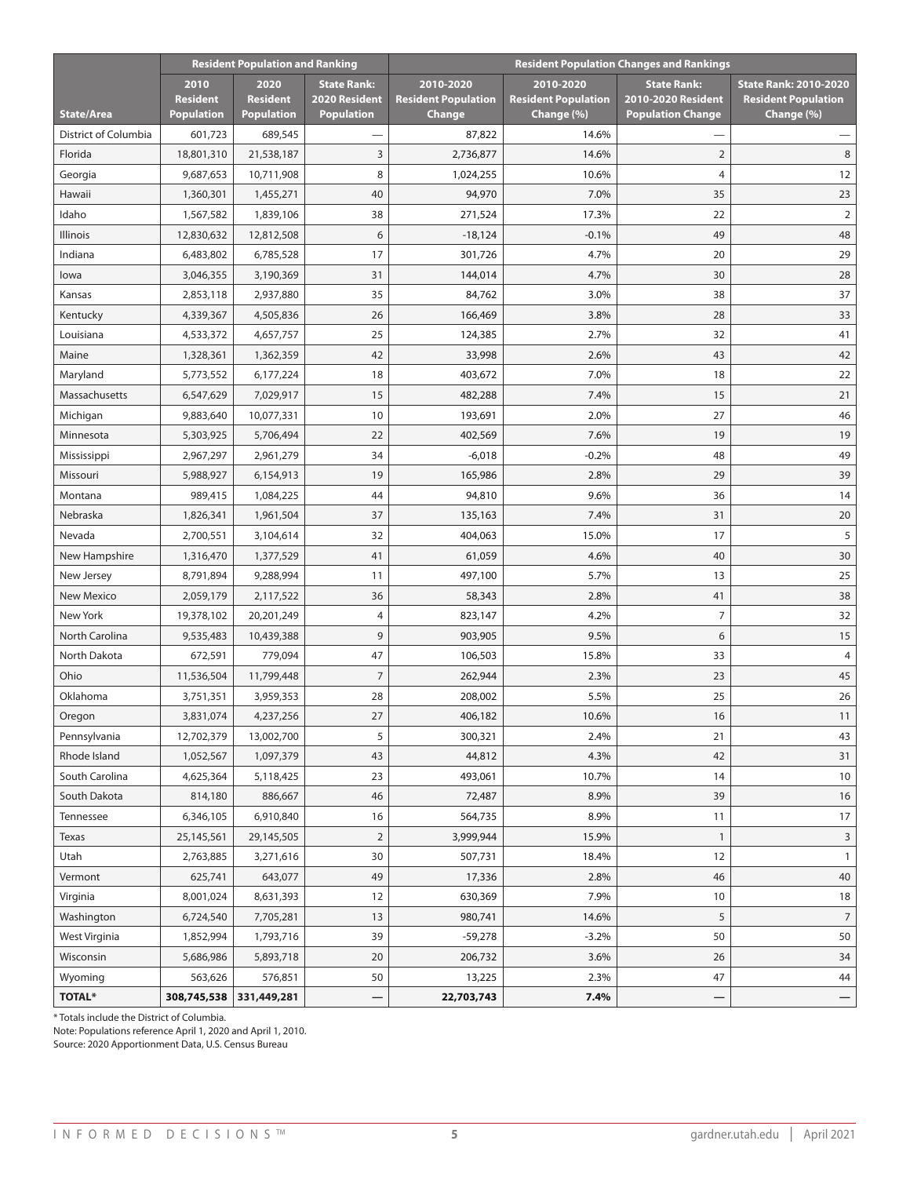| State/Area | Resident Population and Ranking | | | Resident Population Changes and Rankings | | | |
|---|---|---|---|---|---|---|---|
| | 2010 Resident Population | 2020 Resident Population | State Rank: 2020 Resident Population | 2010-2020 Resident Population Change | 2010-2020 Resident Population Change (%) | State Rank: 2010-2020 Resident Population Change | State Rank: 2010-2020 Resident Population Change (%) |
| District of Columbia | 601,723 | 689,545 | — | 87,822 | 14.6% | — | — |
| Florida | 18,801,310 | 21,538,187 | 3 | 2,736,877 | 14.6% | 2 | 8 |
| Georgia | 9,687,653 | 10,711,908 | 8 | 1,024,255 | 10.6% | 4 | 12 |
| Hawaii | 1,360,301 | 1,455,271 | 40 | 94,970 | 7.0% | 35 | 23 |
| Idaho | 1,567,582 | 1,839,106 | 38 | 271,524 | 17.3% | 22 | 2 |
| Illinois | 12,830,632 | 12,812,508 | 6 | -18,124 | -0.1% | 49 | 48 |
| Indiana | 6,483,802 | 6,785,528 | 17 | 301,726 | 4.7% | 20 | 29 |
| Iowa | 3,046,355 | 3,190,369 | 31 | 144,014 | 4.7% | 30 | 28 |
| Kansas | 2,853,118 | 2,937,880 | 35 | 84,762 | 3.0% | 38 | 37 |
| Kentucky | 4,339,367 | 4,505,836 | 26 | 166,469 | 3.8% | 28 | 33 |
| Louisiana | 4,533,372 | 4,657,757 | 25 | 124,385 | 2.7% | 32 | 41 |
| Maine | 1,328,361 | 1,362,359 | 42 | 33,998 | 2.6% | 43 | 42 |
| Maryland | 5,773,552 | 6,177,224 | 18 | 403,672 | 7.0% | 18 | 22 |
| Massachusetts | 6,547,629 | 7,029,917 | 15 | 482,288 | 7.4% | 15 | 21 |
| Michigan | 9,883,640 | 10,077,331 | 10 | 193,691 | 2.0% | 27 | 46 |
| Minnesota | 5,303,925 | 5,706,494 | 22 | 402,569 | 7.6% | 19 | 19 |
| Mississippi | 2,967,297 | 2,961,279 | 34 | -6,018 | -0.2% | 48 | 49 |
| Missouri | 5,988,927 | 6,154,913 | 19 | 165,986 | 2.8% | 29 | 39 |
| Montana | 989,415 | 1,084,225 | 44 | 94,810 | 9.6% | 36 | 14 |
| Nebraska | 1,826,341 | 1,961,504 | 37 | 135,163 | 7.4% | 31 | 20 |
| Nevada | 2,700,551 | 3,104,614 | 32 | 404,063 | 15.0% | 17 | 5 |
| New Hampshire | 1,316,470 | 1,377,529 | 41 | 61,059 | 4.6% | 40 | 30 |
| New Jersey | 8,791,894 | 9,288,994 | 11 | 497,100 | 5.7% | 13 | 25 |
| New Mexico | 2,059,179 | 2,117,522 | 36 | 58,343 | 2.8% | 41 | 38 |
| New York | 19,378,102 | 20,201,249 | 4 | 823,147 | 4.2% | 7 | 32 |
| North Carolina | 9,535,483 | 10,439,388 | 9 | 903,905 | 9.5% | 6 | 15 |
| North Dakota | 672,591 | 779,094 | 47 | 106,503 | 15.8% | 33 | 4 |
| Ohio | 11,536,504 | 11,799,448 | 7 | 262,944 | 2.3% | 23 | 45 |
| Oklahoma | 3,751,351 | 3,959,353 | 28 | 208,002 | 5.5% | 25 | 26 |
| Oregon | 3,831,074 | 4,237,256 | 27 | 406,182 | 10.6% | 16 | 11 |
| Pennsylvania | 12,702,379 | 13,002,700 | 5 | 300,321 | 2.4% | 21 | 43 |
| Rhode Island | 1,052,567 | 1,097,379 | 43 | 44,812 | 4.3% | 42 | 31 |
| South Carolina | 4,625,364 | 5,118,425 | 23 | 493,061 | 10.7% | 14 | 10 |
| South Dakota | 814,180 | 886,667 | 46 | 72,487 | 8.9% | 39 | 16 |
| Tennessee | 6,346,105 | 6,910,840 | 16 | 564,735 | 8.9% | 11 | 17 |
| Texas | 25,145,561 | 29,145,505 | 2 | 3,999,944 | 15.9% | 1 | 3 |
| Utah | 2,763,885 | 3,271,616 | 30 | 507,731 | 18.4% | 12 | 1 |
| Vermont | 625,741 | 643,077 | 49 | 17,336 | 2.8% | 46 | 40 |
| Virginia | 8,001,024 | 8,631,393 | 12 | 630,369 | 7.9% | 10 | 18 |
| Washington | 6,724,540 | 7,705,281 | 13 | 980,741 | 14.6% | 5 | 7 |
| West Virginia | 1,852,994 | 1,793,716 | 39 | -59,278 | -3.2% | 50 | 50 |
| Wisconsin | 5,686,986 | 5,893,718 | 20 | 206,732 | 3.6% | 26 | 34 |
| Wyoming | 563,626 | 576,851 | 50 | 13,225 | 2.3% | 47 | 44 |
| **TOTAL*** | **308,745,538** | **331,449,281** | **—** | **22,703,743** | **7.4%** | **—** | **—** |

* Totals include the District of Columbia.

Note: Populations reference April 1, 2020 and April 1, 2010.

Source: 2020 Apportionment Data, U.S. Census Bureau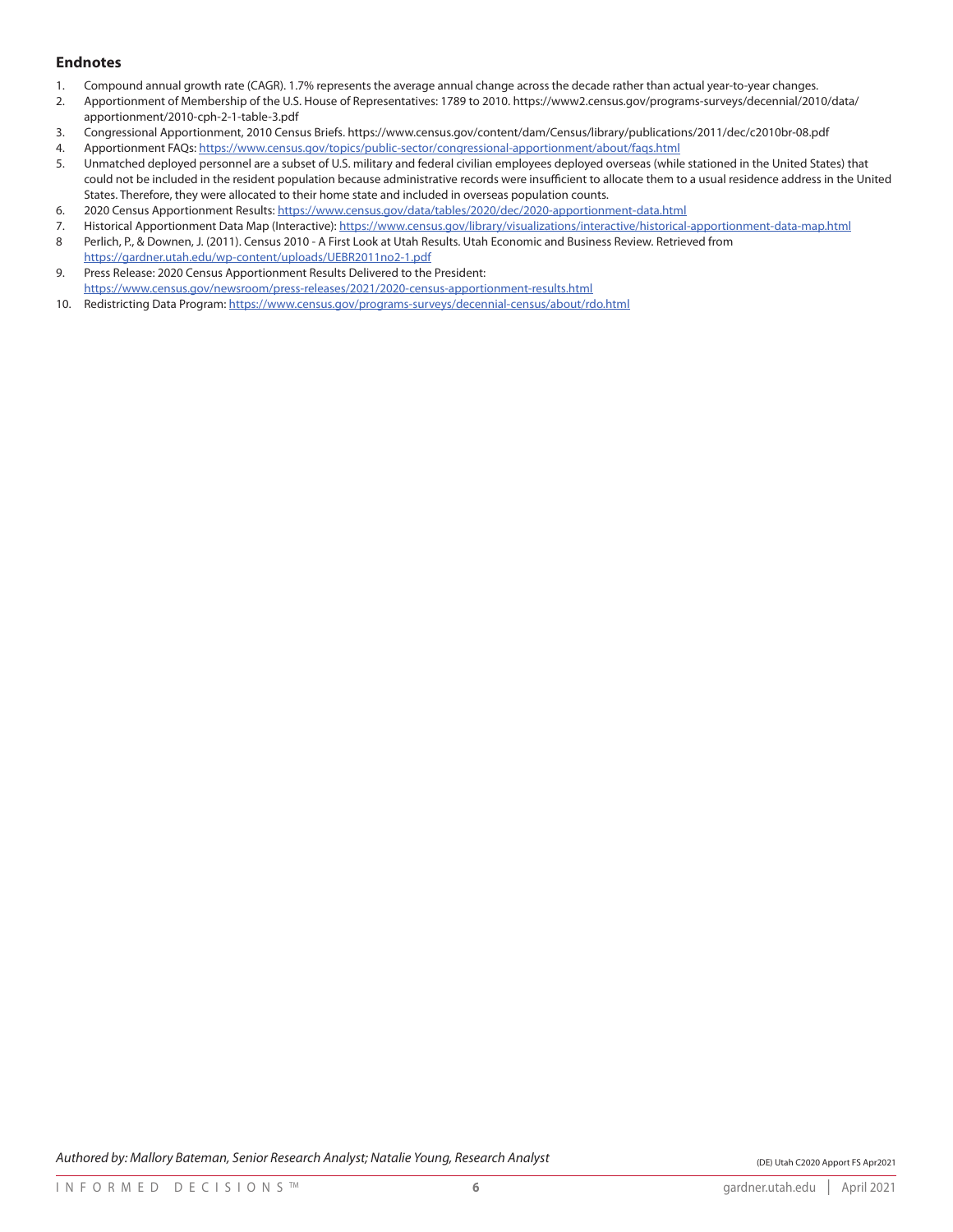## Endnotes

1. Compound annual growth rate (CAGR). 1.7% represents the average annual change across the decade rather than actual year-to-year changes.
2. Apportionment of Membership of the U.S. House of Representatives: 1789 to 2010. https://www2.census.gov/programs-surveys/decennial/2010/data/apportionment/2010-cph-2-1-table-3.pdf
3. Congressional Apportionment, 2010 Census Briefs. https://www.census.gov/content/dam/Census/library/publications/2011/dec/c2010br-08.pdf
4. Apportionment FAQs: https://www.census.gov/topics/public-sector/congressional-apportionment/about/faqs.html
5. Unmatched deployed personnel are a subset of U.S. military and federal civilian employees deployed overseas (while stationed in the United States) that could not be included in the resident population because administrative records were insufficient to allocate them to a usual residence address in the United States. Therefore, they were allocated to their home state and included in overseas population counts.
6. 2020 Census Apportionment Results: https://www.census.gov/data/tables/2020/dec/2020-apportionment-data.html
7. Historical Apportionment Data Map (Interactive): https://www.census.gov/library/visualizations/interactive/historical-apportionment-data-map.html
8. Perlich, P., & Downen, J. (2011). Census 2010 - A First Look at Utah Results. Utah Economic and Business Review. Retrieved from https://gardner.utah.edu/wp-content/uploads/UEBR2011no2-1.pdf
9. Press Release: 2020 Census Apportionment Results Delivered to the President: https://www.census.gov/newsroom/press-releases/2021/2020-census-apportionment-results.html
10. Redistricting Data Program: https://www.census.gov/programs-surveys/decennial-census/about/rdo.html

*Authored by: Mallory Bateman, Senior Research Analyst; Natalie Young, Research Analyst*

(DE) Utah C2020 Apport FS Apr2021